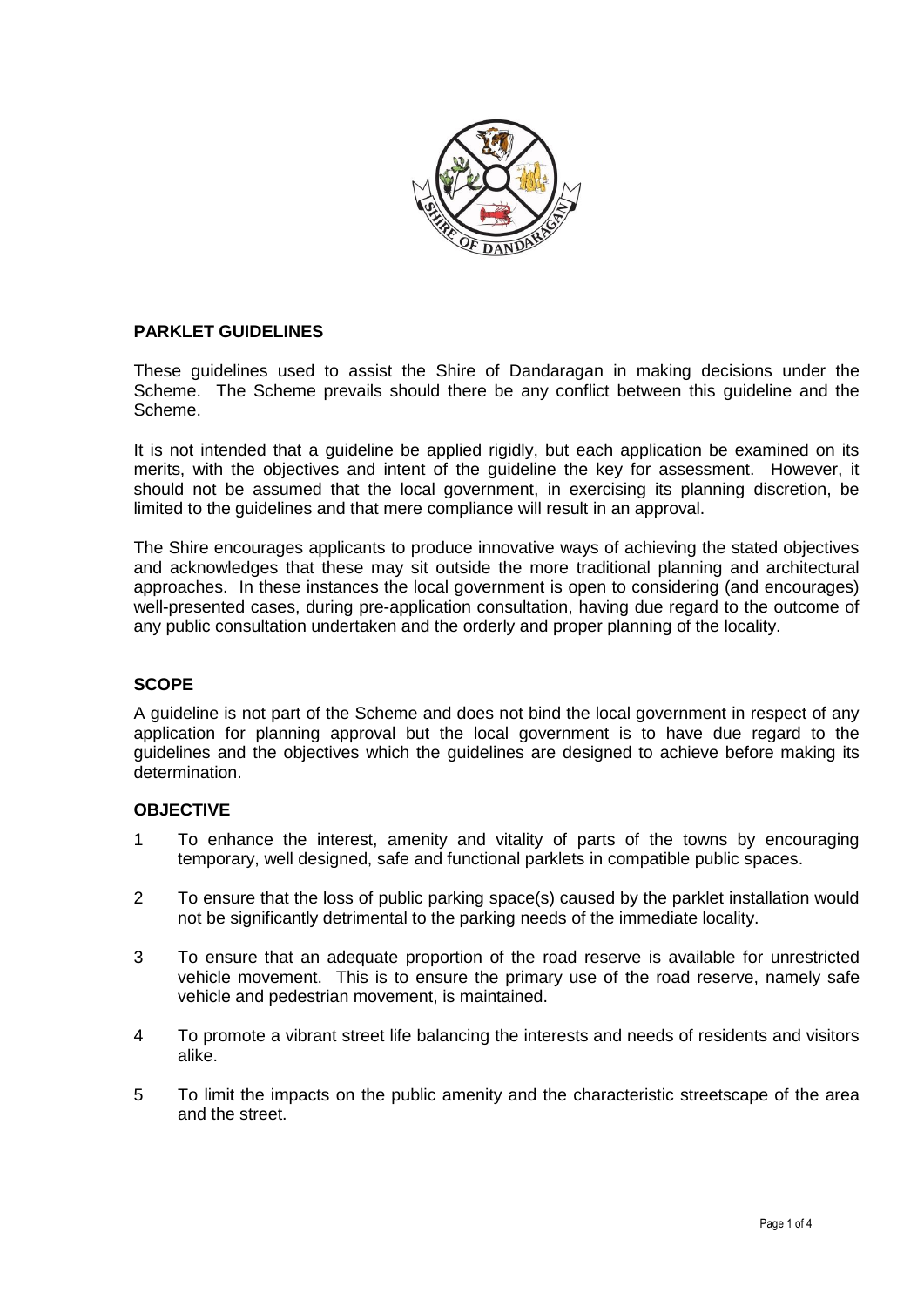## PARKLET GUIDELINES

These guidelines used to assist the Shire of Dandaragan in making decisions under the Scheme. The Scheme prevails should there be any conflict between this guideline and the Scheme.

It is not intended that a guideline be applied rigidly, but each application be examined on its merits, with the objectives and intent of the guideline the key for assessment. However, it should not be assumed that the local government, in exercising its planning discretion, be limited to the guidelines and that mere compliance will result in an approval.

The Shire encourages applicants to produce innovative ways of achieving the stated objectives and acknowledges that these may sit outside the more traditional planning and architectural approaches. In these instances the local government is open to considering (and encourages) well-presented cases, during pre-application consultation, having due regard to the outcome of any public consultation undertaken and the orderly and proper planning of the locality.

## SCOPE

A guideline is not part of the Scheme and does not bind the local government in respect of any application for planning approval but the local government is to have due regard to the guidelines and the objectives which the guidelines are designed to achieve before making its determination.

## OBJECTIVE

1. To enhance the interest, amenity and vitality of parts of the towns by encouraging temporary, well designed, safe and functional parklets in compatible public spaces.
2. To ensure that the loss of public parking space(s) caused by the parklet installation would not be significantly detrimental to the parking needs of the immediate locality.
3. To ensure that an adequate proportion of the road reserve is available for unrestricted vehicle movement. This is to ensure the primary use of the road reserve, namely safe vehicle and pedestrian movement, is maintained.
4. To promote a vibrant street life balancing the interests and needs of residents and visitors alike.
5. To limit the impacts on the public amenity and the characteristic streetscape of the area and the street.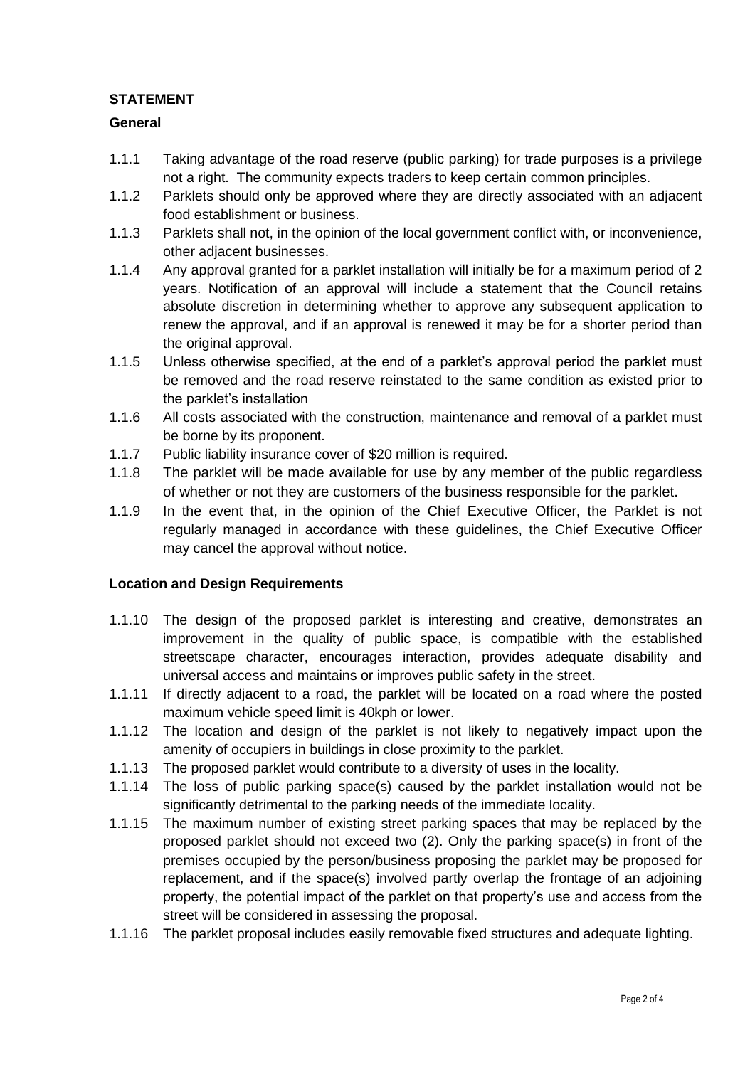## STATEMENT

### General

1.1.1 Taking advantage of the road reserve (public parking) for trade purposes is a privilege not a right. The community expects traders to keep certain common principles.

1.1.2 Parklets should only be approved where they are directly associated with an adjacent food establishment or business.

1.1.3 Parklets shall not, in the opinion of the local government conflict with, or inconvenience, other adjacent businesses.

1.1.4 Any approval granted for a parklet installation will initially be for a maximum period of 2 years. Notification of an approval will include a statement that the Council retains absolute discretion in determining whether to approve any subsequent application to renew the approval, and if an approval is renewed it may be for a shorter period than the original approval.

1.1.5 Unless otherwise specified, at the end of a parklet's approval period the parklet must be removed and the road reserve reinstated to the same condition as existed prior to the parklet's installation

1.1.6 All costs associated with the construction, maintenance and removal of a parklet must be borne by its proponent.

1.1.7 Public liability insurance cover of $20 million is required.

1.1.8 The parklet will be made available for use by any member of the public regardless of whether or not they are customers of the business responsible for the parklet.

1.1.9 In the event that, in the opinion of the Chief Executive Officer, the Parklet is not regularly managed in accordance with these guidelines, the Chief Executive Officer may cancel the approval without notice.

### Location and Design Requirements

1.1.10 The design of the proposed parklet is interesting and creative, demonstrates an improvement in the quality of public space, is compatible with the established streetscape character, encourages interaction, provides adequate disability and universal access and maintains or improves public safety in the street.

1.1.11 If directly adjacent to a road, the parklet will be located on a road where the posted maximum vehicle speed limit is 40kph or lower.

1.1.12 The location and design of the parklet is not likely to negatively impact upon the amenity of occupiers in buildings in close proximity to the parklet.

1.1.13 The proposed parklet would contribute to a diversity of uses in the locality.

1.1.14 The loss of public parking space(s) caused by the parklet installation would not be significantly detrimental to the parking needs of the immediate locality.

1.1.15 The maximum number of existing street parking spaces that may be replaced by the proposed parklet should not exceed two (2). Only the parking space(s) in front of the premises occupied by the person/business proposing the parklet may be proposed for replacement, and if the space(s) involved partly overlap the frontage of an adjoining property, the potential impact of the parklet on that property's use and access from the street will be considered in assessing the proposal.

1.1.16 The parklet proposal includes easily removable fixed structures and adequate lighting.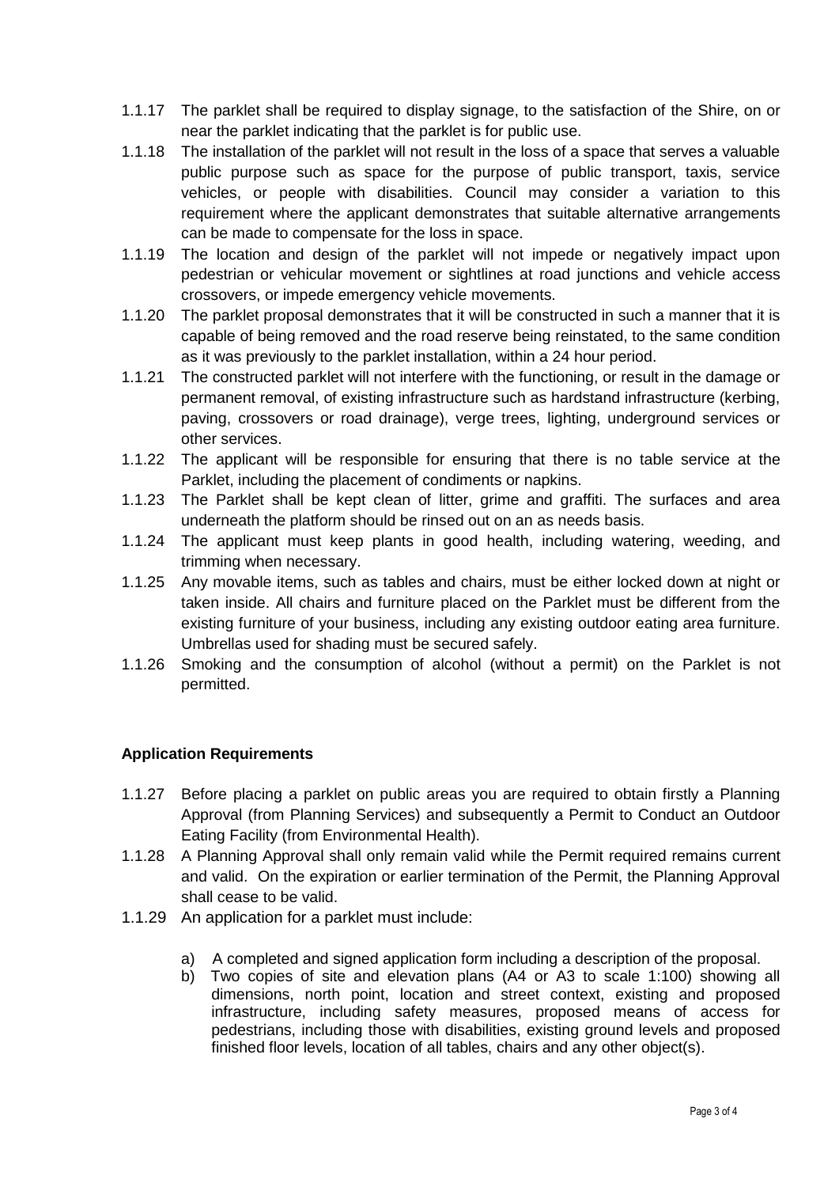1.1.17 The parklet shall be required to display signage, to the satisfaction of the Shire, on or near the parklet indicating that the parklet is for public use.

1.1.18 The installation of the parklet will not result in the loss of a space that serves a valuable public purpose such as space for the purpose of public transport, taxis, service vehicles, or people with disabilities. Council may consider a variation to this requirement where the applicant demonstrates that suitable alternative arrangements can be made to compensate for the loss in space.

1.1.19 The location and design of the parklet will not impede or negatively impact upon pedestrian or vehicular movement or sightlines at road junctions and vehicle access crossovers, or impede emergency vehicle movements.

1.1.20 The parklet proposal demonstrates that it will be constructed in such a manner that it is capable of being removed and the road reserve being reinstated, to the same condition as it was previously to the parklet installation, within a 24 hour period.

1.1.21 The constructed parklet will not interfere with the functioning, or result in the damage or permanent removal, of existing infrastructure such as hardstand infrastructure (kerbing, paving, crossovers or road drainage), verge trees, lighting, underground services or other services.

1.1.22 The applicant will be responsible for ensuring that there is no table service at the Parklet, including the placement of condiments or napkins.

1.1.23 The Parklet shall be kept clean of litter, grime and graffiti. The surfaces and area underneath the platform should be rinsed out on an as needs basis.

1.1.24 The applicant must keep plants in good health, including watering, weeding, and trimming when necessary.

1.1.25 Any movable items, such as tables and chairs, must be either locked down at night or taken inside. All chairs and furniture placed on the Parklet must be different from the existing furniture of your business, including any existing outdoor eating area furniture. Umbrellas used for shading must be secured safely.

1.1.26 Smoking and the consumption of alcohol (without a permit) on the Parklet is not permitted.

**Application Requirements**

1.1.27 Before placing a parklet on public areas you are required to obtain firstly a Planning Approval (from Planning Services) and subsequently a Permit to Conduct an Outdoor Eating Facility (from Environmental Health).

1.1.28 A Planning Approval shall only remain valid while the Permit required remains current and valid. On the expiration or earlier termination of the Permit, the Planning Approval shall cease to be valid.

1.1.29 An application for a parklet must include:

a) A completed and signed application form including a description of the proposal.
b) Two copies of site and elevation plans (A4 or A3 to scale 1:100) showing all dimensions, north point, location and street context, existing and proposed infrastructure, including safety measures, proposed means of access for pedestrians, including those with disabilities, existing ground levels and proposed finished floor levels, location of all tables, chairs and any other object(s).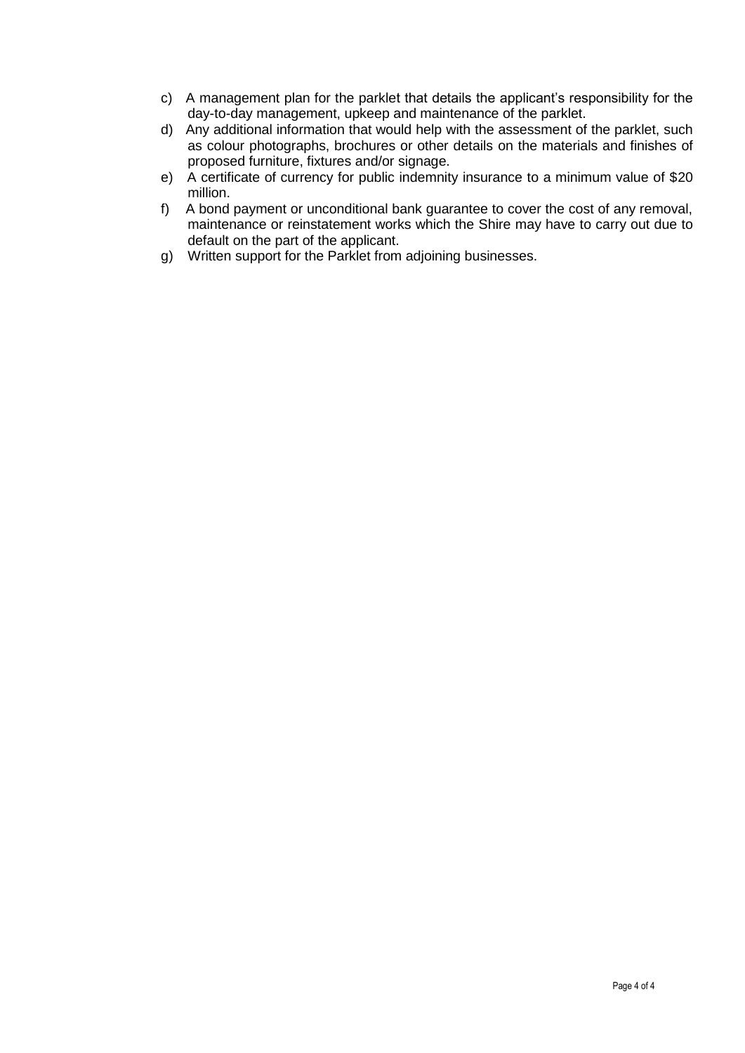c) A management plan for the parklet that details the applicant's responsibility for the day-to-day management, upkeep and maintenance of the parklet.
d) Any additional information that would help with the assessment of the parklet, such as colour photographs, brochures or other details on the materials and finishes of proposed furniture, fixtures and/or signage.
e) A certificate of currency for public indemnity insurance to a minimum value of $20 million.
f) A bond payment or unconditional bank guarantee to cover the cost of any removal, maintenance or reinstatement works which the Shire may have to carry out due to default on the part of the applicant.
g) Written support for the Parklet from adjoining businesses.